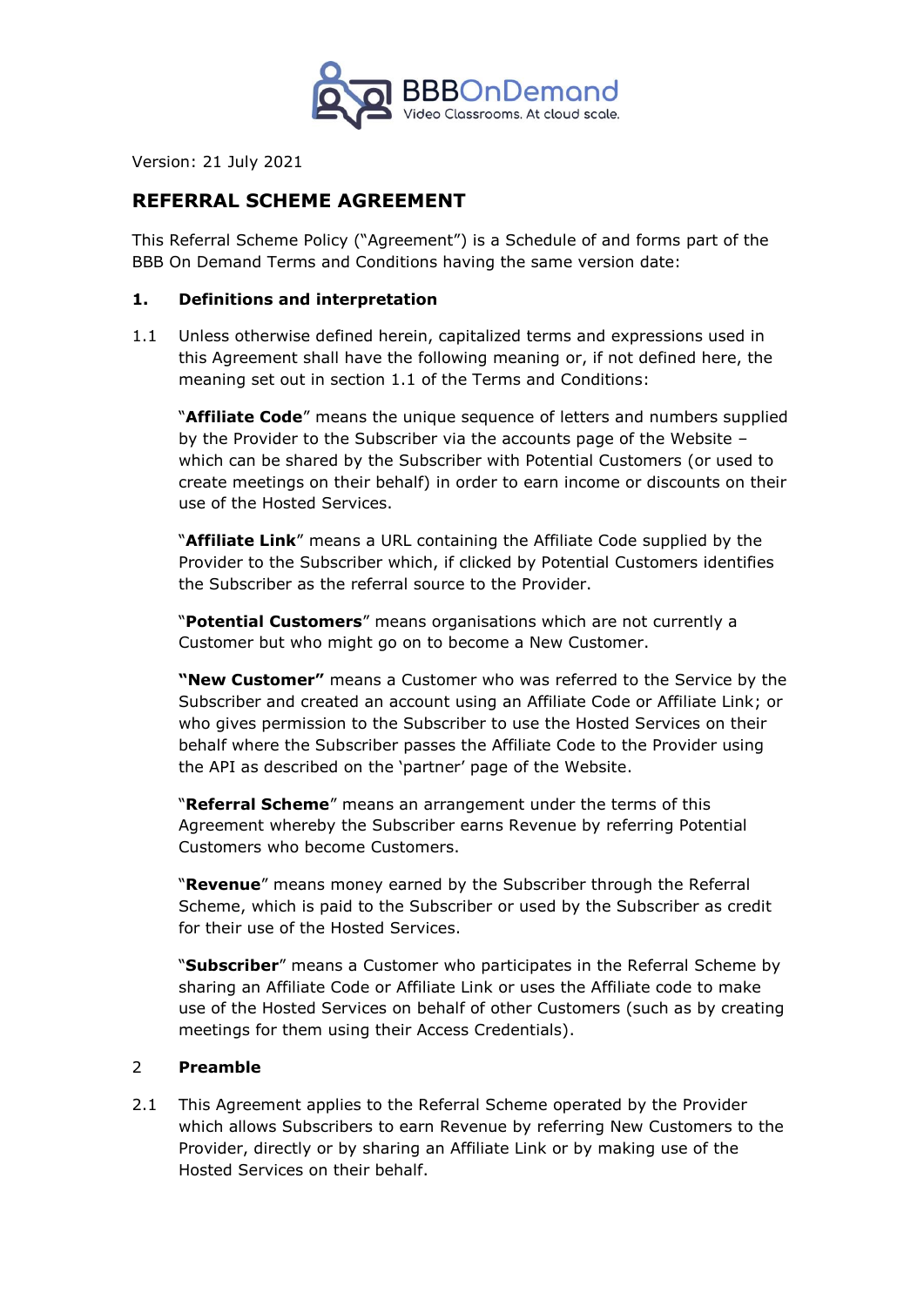Version: 21 July 2021

# REFERRAL SCHEME AGREEMENT

This Referral Scheme Policy ("Agreement") is a Schedule of and forms part of the BBB On Demand Terms and Conditions having the same version date:

## 1. Definitions and interpretation

1.1 Unless otherwise defined herein, capitalized terms and expressions used in this Agreement shall have the following meaning or, if not defined here, the meaning set out in section 1.1 of the Terms and Conditions:

"**Affiliate Code**" means the unique sequence of letters and numbers supplied by the Provider to the Subscriber via the accounts page of the Website – which can be shared by the Subscriber with Potential Customers (or used to create meetings on their behalf) in order to earn income or discounts on their use of the Hosted Services.

"**Affiliate Link**" means a URL containing the Affiliate Code supplied by the Provider to the Subscriber which, if clicked by Potential Customers identifies the Subscriber as the referral source to the Provider.

"**Potential Customers**" means organisations which are not currently a Customer but who might go on to become a New Customer.

**"New Customer"** means a Customer who was referred to the Service by the Subscriber and created an account using an Affiliate Code or Affiliate Link; or who gives permission to the Subscriber to use the Hosted Services on their behalf where the Subscriber passes the Affiliate Code to the Provider using the API as described on the 'partner' page of the Website.

"**Referral Scheme**" means an arrangement under the terms of this Agreement whereby the Subscriber earns Revenue by referring Potential Customers who become Customers.

"**Revenue**" means money earned by the Subscriber through the Referral Scheme, which is paid to the Subscriber or used by the Subscriber as credit for their use of the Hosted Services.

"**Subscriber**" means a Customer who participates in the Referral Scheme by sharing an Affiliate Code or Affiliate Link or uses the Affiliate code to make use of the Hosted Services on behalf of other Customers (such as by creating meetings for them using their Access Credentials).

## 2 Preamble

2.1 This Agreement applies to the Referral Scheme operated by the Provider which allows Subscribers to earn Revenue by referring New Customers to the Provider, directly or by sharing an Affiliate Link or by making use of the Hosted Services on their behalf.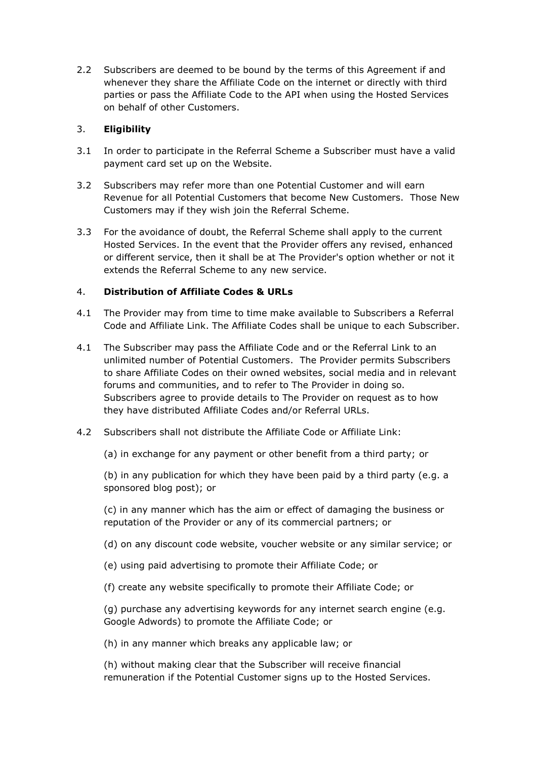2.2 Subscribers are deemed to be bound by the terms of this Agreement if and whenever they share the Affiliate Code on the internet or directly with third parties or pass the Affiliate Code to the API when using the Hosted Services on behalf of other Customers.

## 3. **Eligibility**

3.1 In order to participate in the Referral Scheme a Subscriber must have a valid payment card set up on the Website.

3.2 Subscribers may refer more than one Potential Customer and will earn Revenue for all Potential Customers that become New Customers. Those New Customers may if they wish join the Referral Scheme.

3.3 For the avoidance of doubt, the Referral Scheme shall apply to the current Hosted Services. In the event that the Provider offers any revised, enhanced or different service, then it shall be at The Provider's option whether or not it extends the Referral Scheme to any new service.

## 4. **Distribution of Affiliate Codes & URLs**

4.1 The Provider may from time to time make available to Subscribers a Referral Code and Affiliate Link. The Affiliate Codes shall be unique to each Subscriber.

4.1 The Subscriber may pass the Affiliate Code and or the Referral Link to an unlimited number of Potential Customers. The Provider permits Subscribers to share Affiliate Codes on their owned websites, social media and in relevant forums and communities, and to refer to The Provider in doing so. Subscribers agree to provide details to The Provider on request as to how they have distributed Affiliate Codes and/or Referral URLs.

4.2 Subscribers shall not distribute the Affiliate Code or Affiliate Link:

(a) in exchange for any payment or other benefit from a third party; or

(b) in any publication for which they have been paid by a third party (e.g. a sponsored blog post); or

(c) in any manner which has the aim or effect of damaging the business or reputation of the Provider or any of its commercial partners; or

(d) on any discount code website, voucher website or any similar service; or

(e) using paid advertising to promote their Affiliate Code; or

(f) create any website specifically to promote their Affiliate Code; or

(g) purchase any advertising keywords for any internet search engine (e.g. Google Adwords) to promote the Affiliate Code; or

(h) in any manner which breaks any applicable law; or

(h) without making clear that the Subscriber will receive financial remuneration if the Potential Customer signs up to the Hosted Services.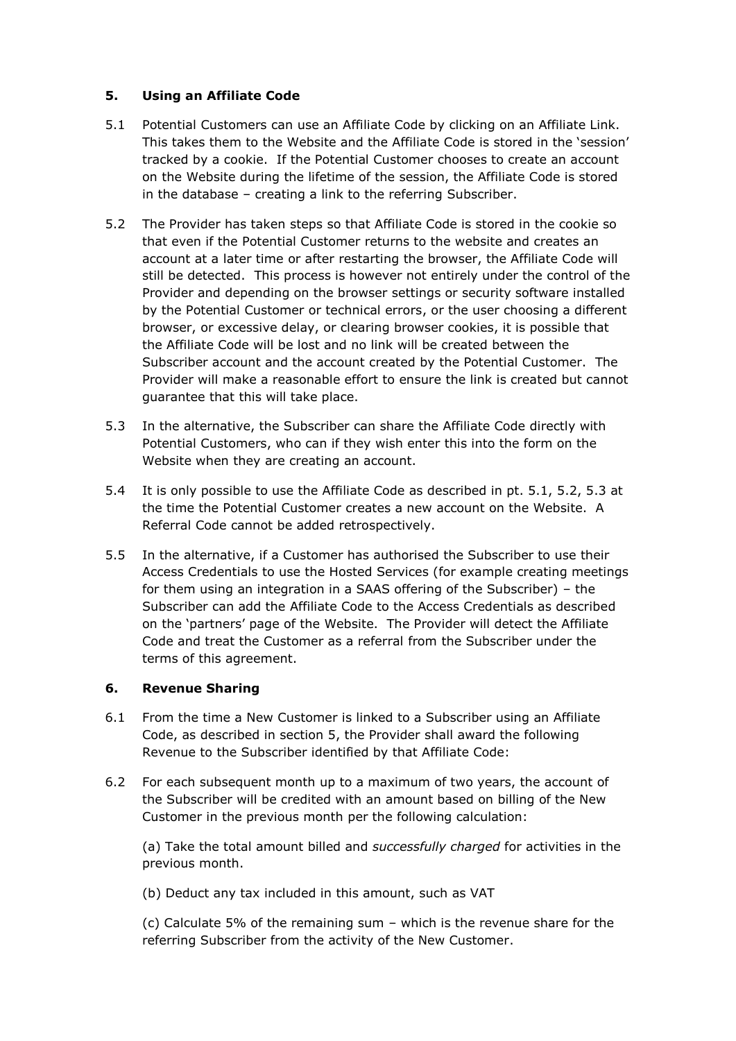## 5. Using an Affiliate Code

5.1 Potential Customers can use an Affiliate Code by clicking on an Affiliate Link. This takes them to the Website and the Affiliate Code is stored in the 'session' tracked by a cookie. If the Potential Customer chooses to create an account on the Website during the lifetime of the session, the Affiliate Code is stored in the database – creating a link to the referring Subscriber.

5.2 The Provider has taken steps so that Affiliate Code is stored in the cookie so that even if the Potential Customer returns to the website and creates an account at a later time or after restarting the browser, the Affiliate Code will still be detected. This process is however not entirely under the control of the Provider and depending on the browser settings or security software installed by the Potential Customer or technical errors, or the user choosing a different browser, or excessive delay, or clearing browser cookies, it is possible that the Affiliate Code will be lost and no link will be created between the Subscriber account and the account created by the Potential Customer. The Provider will make a reasonable effort to ensure the link is created but cannot guarantee that this will take place.

5.3 In the alternative, the Subscriber can share the Affiliate Code directly with Potential Customers, who can if they wish enter this into the form on the Website when they are creating an account.

5.4 It is only possible to use the Affiliate Code as described in pt. 5.1, 5.2, 5.3 at the time the Potential Customer creates a new account on the Website. A Referral Code cannot be added retrospectively.

5.5 In the alternative, if a Customer has authorised the Subscriber to use their Access Credentials to use the Hosted Services (for example creating meetings for them using an integration in a SAAS offering of the Subscriber) – the Subscriber can add the Affiliate Code to the Access Credentials as described on the 'partners' page of the Website. The Provider will detect the Affiliate Code and treat the Customer as a referral from the Subscriber under the terms of this agreement.

## 6. Revenue Sharing

6.1 From the time a New Customer is linked to a Subscriber using an Affiliate Code, as described in section 5, the Provider shall award the following Revenue to the Subscriber identified by that Affiliate Code:

6.2 For each subsequent month up to a maximum of two years, the account of the Subscriber will be credited with an amount based on billing of the New Customer in the previous month per the following calculation:

(a) Take the total amount billed and *successfully charged* for activities in the previous month.

(b) Deduct any tax included in this amount, such as VAT

(c) Calculate 5% of the remaining sum – which is the revenue share for the referring Subscriber from the activity of the New Customer.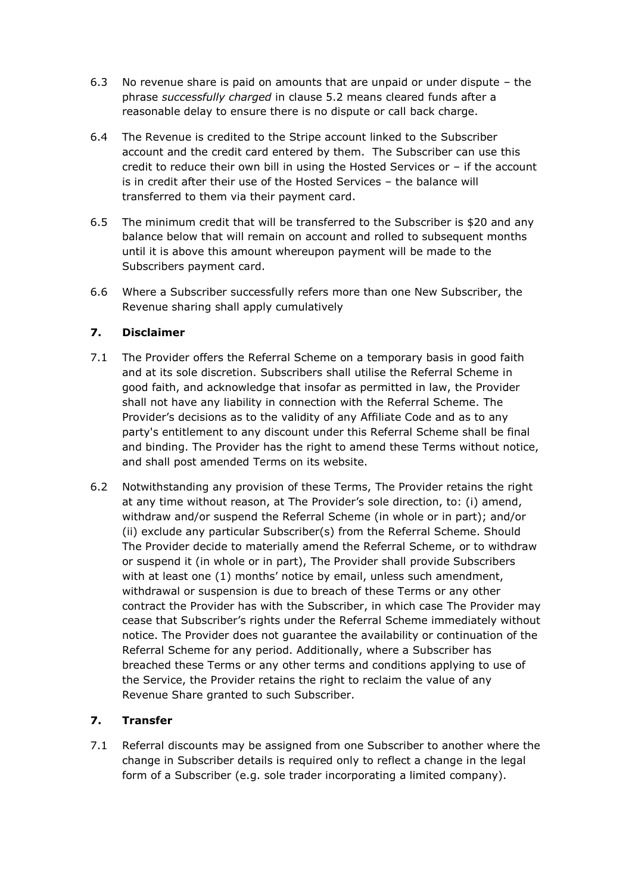6.3 No revenue share is paid on amounts that are unpaid or under dispute – the phrase *successfully charged* in clause 5.2 means cleared funds after a reasonable delay to ensure there is no dispute or call back charge.

6.4 The Revenue is credited to the Stripe account linked to the Subscriber account and the credit card entered by them. The Subscriber can use this credit to reduce their own bill in using the Hosted Services or – if the account is in credit after their use of the Hosted Services – the balance will transferred to them via their payment card.

6.5 The minimum credit that will be transferred to the Subscriber is $20 and any balance below that will remain on account and rolled to subsequent months until it is above this amount whereupon payment will be made to the Subscribers payment card.

6.6 Where a Subscriber successfully refers more than one New Subscriber, the Revenue sharing shall apply cumulatively

## 7. Disclaimer

7.1 The Provider offers the Referral Scheme on a temporary basis in good faith and at its sole discretion. Subscribers shall utilise the Referral Scheme in good faith, and acknowledge that insofar as permitted in law, the Provider shall not have any liability in connection with the Referral Scheme. The Provider's decisions as to the validity of any Affiliate Code and as to any party's entitlement to any discount under this Referral Scheme shall be final and binding. The Provider has the right to amend these Terms without notice, and shall post amended Terms on its website.

6.2 Notwithstanding any provision of these Terms, The Provider retains the right at any time without reason, at The Provider's sole direction, to: (i) amend, withdraw and/or suspend the Referral Scheme (in whole or in part); and/or (ii) exclude any particular Subscriber(s) from the Referral Scheme. Should The Provider decide to materially amend the Referral Scheme, or to withdraw or suspend it (in whole or in part), The Provider shall provide Subscribers with at least one (1) months' notice by email, unless such amendment, withdrawal or suspension is due to breach of these Terms or any other contract the Provider has with the Subscriber, in which case The Provider may cease that Subscriber's rights under the Referral Scheme immediately without notice. The Provider does not guarantee the availability or continuation of the Referral Scheme for any period. Additionally, where a Subscriber has breached these Terms or any other terms and conditions applying to use of the Service, the Provider retains the right to reclaim the value of any Revenue Share granted to such Subscriber.

## 7. Transfer

7.1 Referral discounts may be assigned from one Subscriber to another where the change in Subscriber details is required only to reflect a change in the legal form of a Subscriber (e.g. sole trader incorporating a limited company).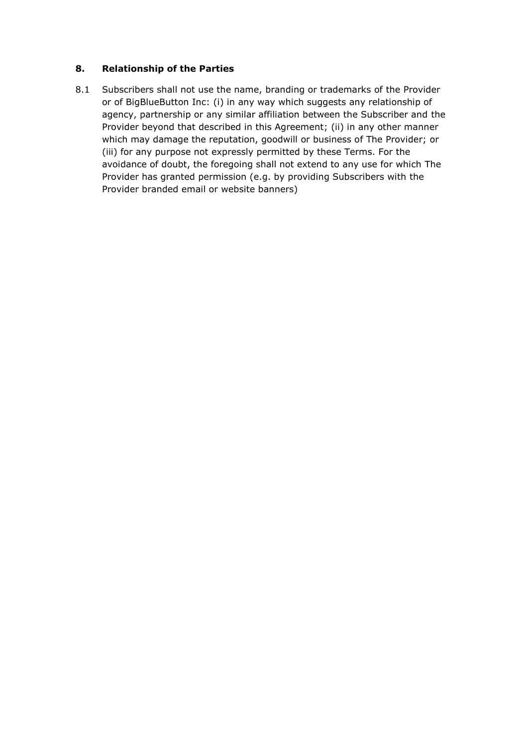## 8. Relationship of the Parties

8.1 Subscribers shall not use the name, branding or trademarks of the Provider or of BigBlueButton Inc: (i) in any way which suggests any relationship of agency, partnership or any similar affiliation between the Subscriber and the Provider beyond that described in this Agreement; (ii) in any other manner which may damage the reputation, goodwill or business of The Provider; or (iii) for any purpose not expressly permitted by these Terms. For the avoidance of doubt, the foregoing shall not extend to any use for which The Provider has granted permission (e.g. by providing Subscribers with the Provider branded email or website banners)